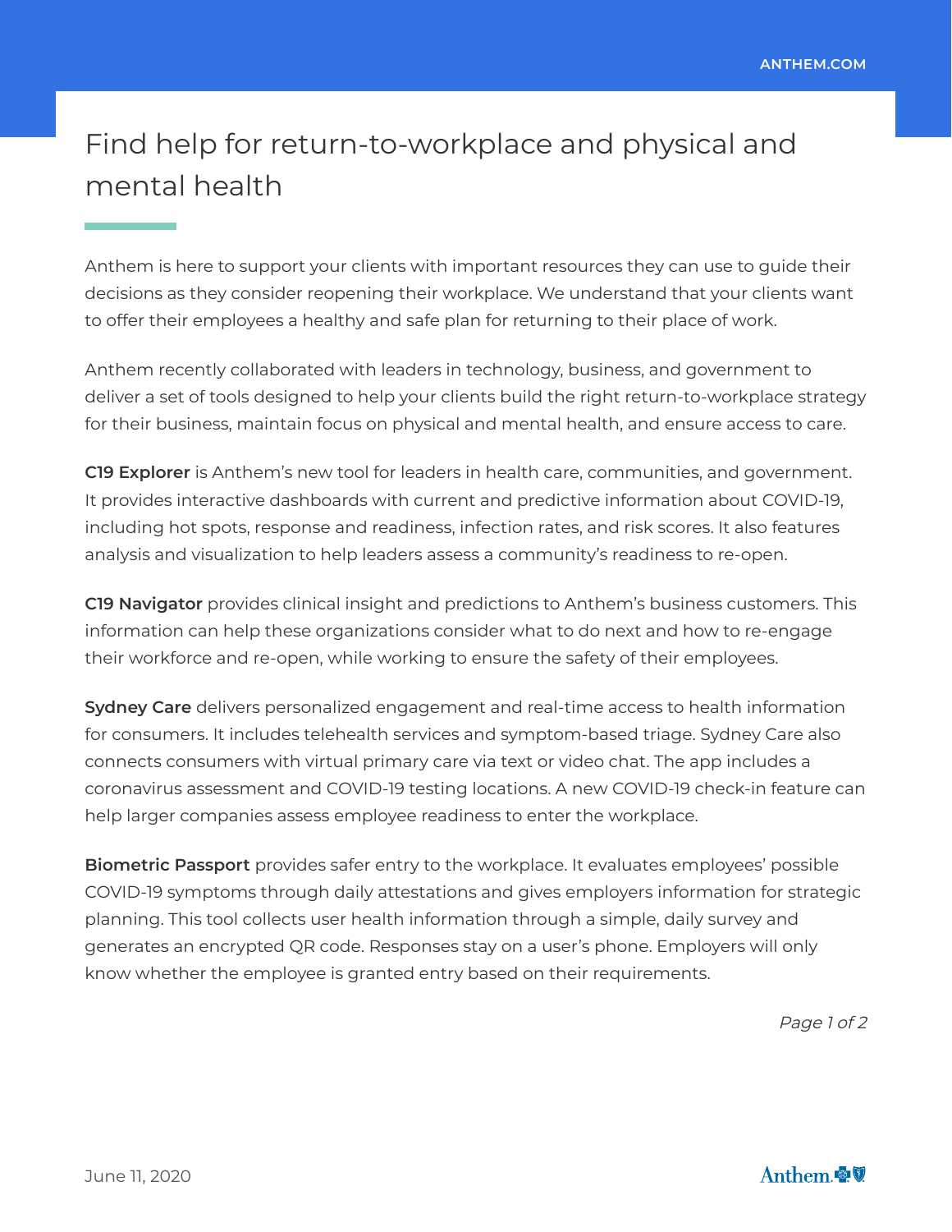# Find help for return-to-workplace and physical and mental health

Anthem is here to support your clients with important resources they can use to guide their decisions as they consider reopening their workplace. We understand that your clients want to offer their employees a healthy and safe plan for returning to their place of work.

Anthem recently collaborated with leaders in technology, business, and government to deliver a set of tools designed to help your clients build the right return-to-workplace strategy for their business, maintain focus on physical and mental health, and ensure access to care.

**C19 Explorer** is Anthem's new tool for leaders in health care, communities, and government. It provides interactive dashboards with current and predictive information about COVID-19, including hot spots, response and readiness, infection rates, and risk scores. It also features analysis and visualization to help leaders assess a community's readiness to re-open.

**C19 Navigator** provides clinical insight and predictions to Anthem's business customers. This information can help these organizations consider what to do next and how to re-engage their workforce and re-open, while working to ensure the safety of their employees.

**Sydney Care** delivers personalized engagement and real-time access to health information for consumers. It includes telehealth services and symptom-based triage. Sydney Care also connects consumers with virtual primary care via text or video chat. The app includes a coronavirus assessment and COVID-19 testing locations. A new COVID-19 check-in feature can help larger companies assess employee readiness to enter the workplace.

**Biometric Passport** provides safer entry to the workplace. It evaluates employees' possible COVID-19 symptoms through daily attestations and gives employers information for strategic planning. This tool collects user health information through a simple, daily survey and generates an encrypted QR code. Responses stay on a user's phone. Employers will only know whether the employee is granted entry based on their requirements.

June 11, 2020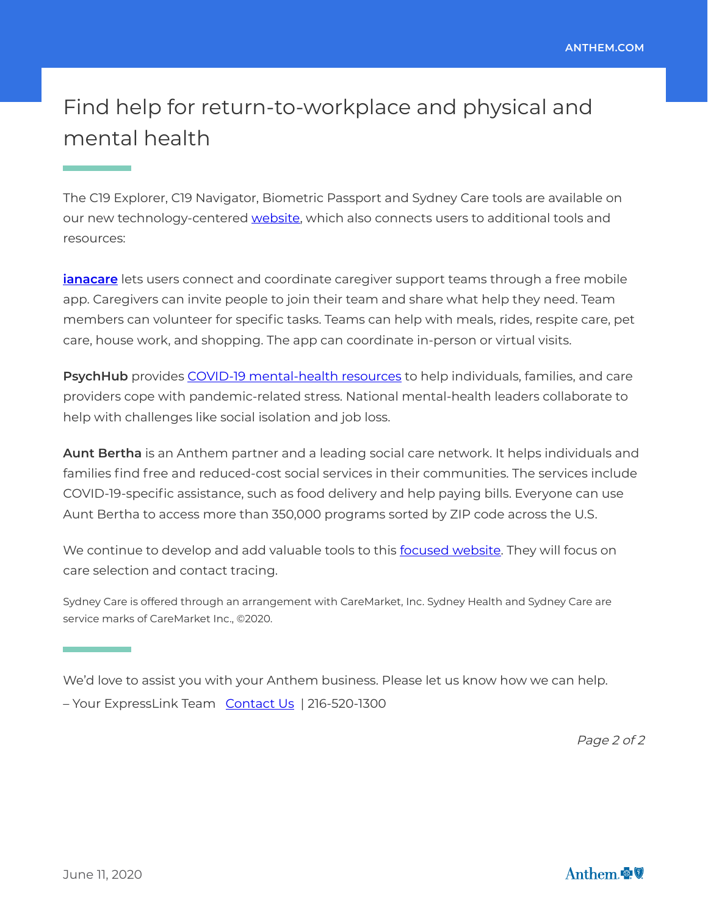# Find help for return-to-workplace and physical and mental health

The C19 Explorer, C19 Navigator, Biometric Passport and Sydney Care tools are available on our new technology-centered website, which also connects users to additional tools and resources:

**ianacare** lets users connect and coordinate caregiver support teams through a free mobile app. Caregivers can invite people to join their team and share what help they need. Team members can volunteer for specific tasks. Teams can help with meals, rides, respite care, pet care, house work, and shopping. The app can coordinate in-person or virtual visits.

**PsychHub** provides COVID-19 mental-health resources to help individuals, families, and care providers cope with pandemic-related stress. National mental-health leaders collaborate to help with challenges like social isolation and job loss.

**Aunt Bertha** is an Anthem partner and a leading social care network. It helps individuals and families find free and reduced-cost social services in their communities. The services include COVID-19-specific assistance, such as food delivery and help paying bills. Everyone can use Aunt Bertha to access more than 350,000 programs sorted by ZIP code across the U.S.

We continue to develop and add valuable tools to this focused website. They will focus on care selection and contact tracing.

Sydney Care is offered through an arrangement with CareMarket, Inc. Sydney Health and Sydney Care are service marks of CareMarket Inc., ©2020.

We'd love to assist you with your Anthem business. Please let us know how we can help.
– Your ExpressLink Team Contact Us | 216-520-1300

June 11, 2020